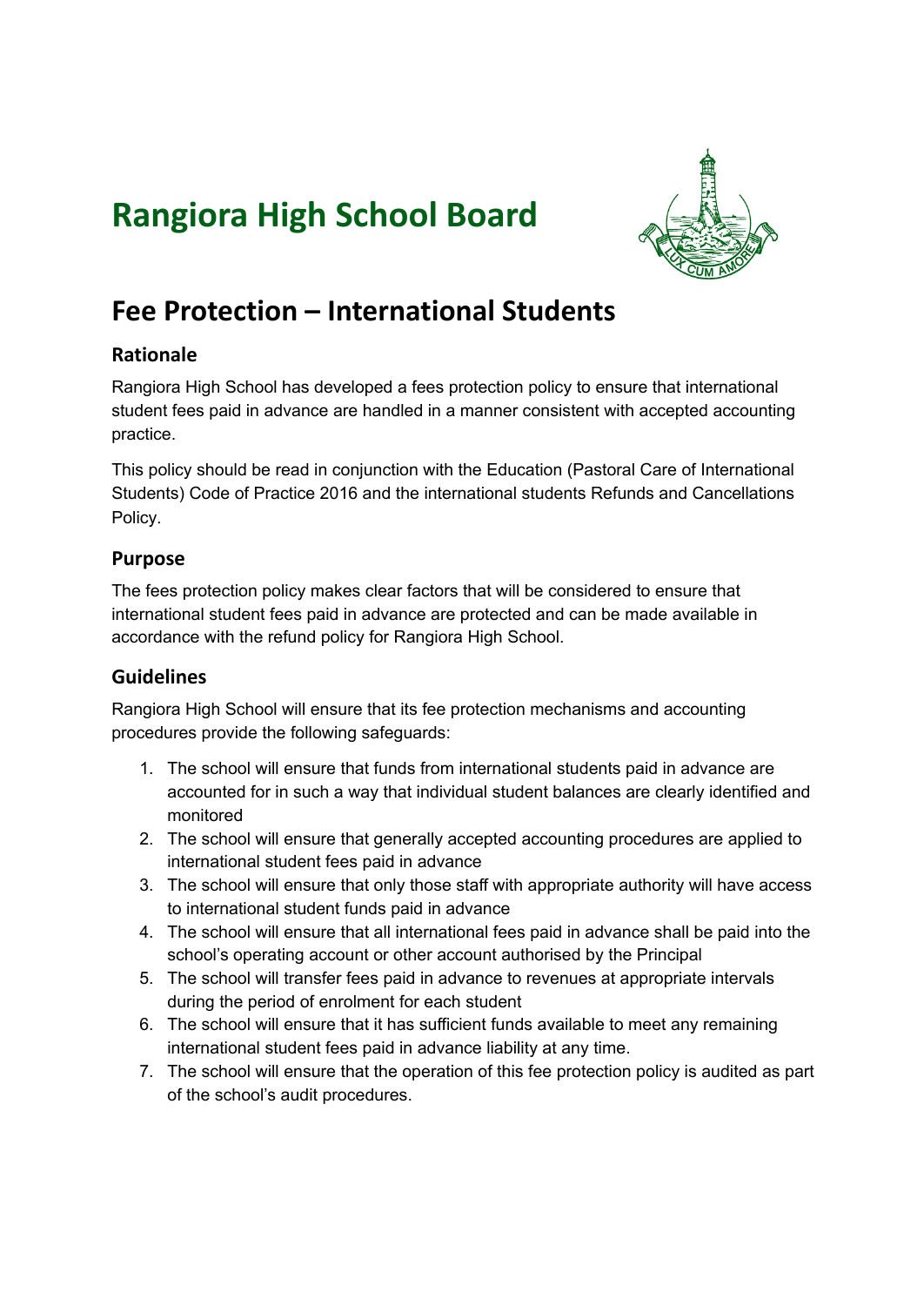# Rangiora High School Board

## Fee Protection – International Students

### Rationale

Rangiora High School has developed a fees protection policy to ensure that international student fees paid in advance are handled in a manner consistent with accepted accounting practice.

This policy should be read in conjunction with the Education (Pastoral Care of International Students) Code of Practice 2016 and the international students Refunds and Cancellations Policy.

### Purpose

The fees protection policy makes clear factors that will be considered to ensure that international student fees paid in advance are protected and can be made available in accordance with the refund policy for Rangiora High School.

### Guidelines

Rangiora High School will ensure that its fee protection mechanisms and accounting procedures provide the following safeguards:

1. The school will ensure that funds from international students paid in advance are accounted for in such a way that individual student balances are clearly identified and monitored
2. The school will ensure that generally accepted accounting procedures are applied to international student fees paid in advance
3. The school will ensure that only those staff with appropriate authority will have access to international student funds paid in advance
4. The school will ensure that all international fees paid in advance shall be paid into the school's operating account or other account authorised by the Principal
5. The school will transfer fees paid in advance to revenues at appropriate intervals during the period of enrolment for each student
6. The school will ensure that it has sufficient funds available to meet any remaining international student fees paid in advance liability at any time.
7. The school will ensure that the operation of this fee protection policy is audited as part of the school's audit procedures.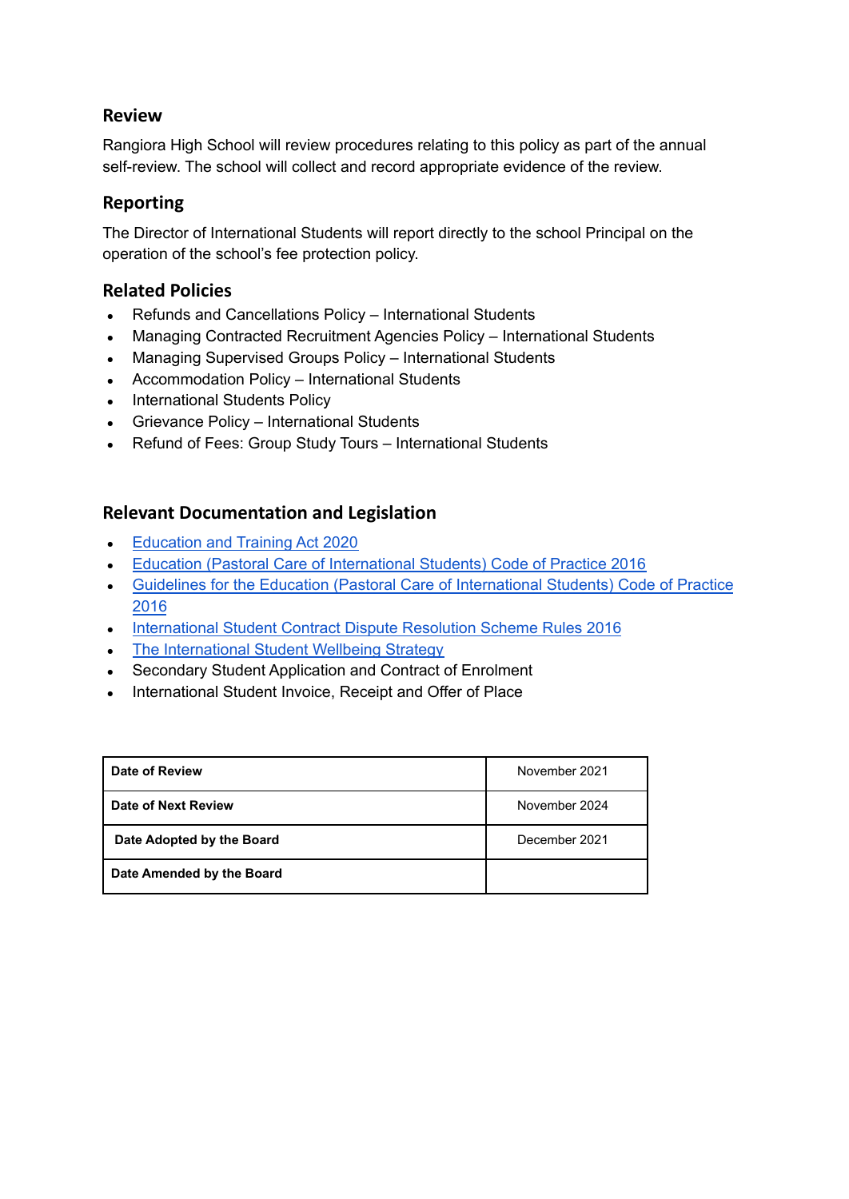## Review

Rangiora High School will review procedures relating to this policy as part of the annual self-review. The school will collect and record appropriate evidence of the review.

## Reporting

The Director of International Students will report directly to the school Principal on the operation of the school's fee protection policy.

## Related Policies

- Refunds and Cancellations Policy – International Students
- Managing Contracted Recruitment Agencies Policy – International Students
- Managing Supervised Groups Policy – International Students
- Accommodation Policy – International Students
- International Students Policy
- Grievance Policy – International Students
- Refund of Fees: Group Study Tours – International Students

## Relevant Documentation and Legislation

- Education and Training Act 2020
- Education (Pastoral Care of International Students) Code of Practice 2016
- Guidelines for the Education (Pastoral Care of International Students) Code of Practice 2016
- International Student Contract Dispute Resolution Scheme Rules 2016
- The International Student Wellbeing Strategy
- Secondary Student Application and Contract of Enrolment
- International Student Invoice, Receipt and Offer of Place

| | |
|---|---|
| **Date of Review** | November 2021 |
| **Date of Next Review** | November 2024 |
| **Date Adopted by the Board** | December 2021 |
| **Date Amended by the Board** | |